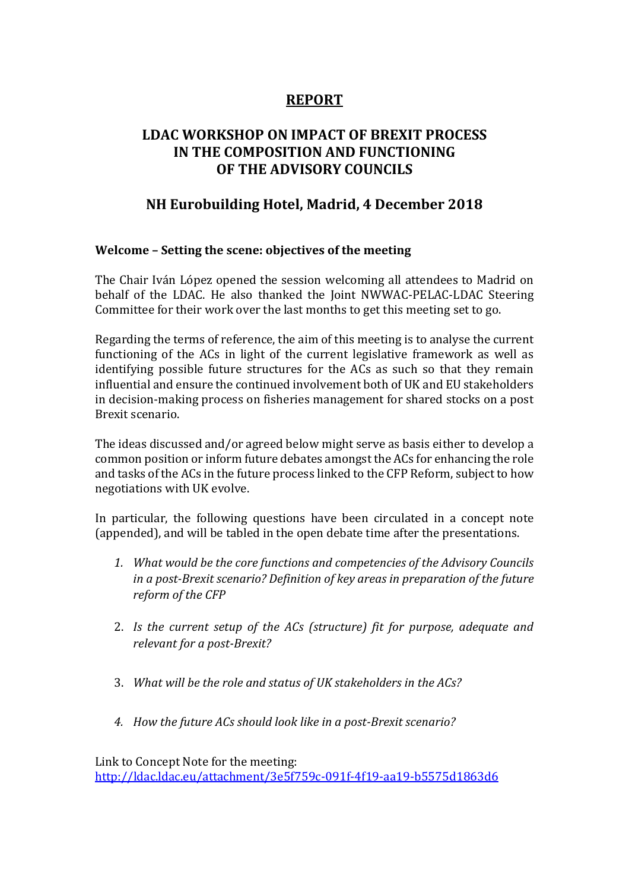# REPORT

## LDAC WORKSHOP ON IMPACT OF BREXIT PROCESS IN THE COMPOSITION AND FUNCTIONING OF THE ADVISORY COUNCILS

## NH Eurobuilding Hotel, Madrid, 4 December 2018

### Welcome – Setting the scene: objectives of the meeting

The Chair Iván López opened the session welcoming all attendees to Madrid on behalf of the LDAC. He also thanked the Joint NWWAC-PELAC-LDAC Steering Committee for their work over the last months to get this meeting set to go.

Regarding the terms of reference, the aim of this meeting is to analyse the current functioning of the ACs in light of the current legislative framework as well as identifying possible future structures for the ACs as such so that they remain influential and ensure the continued involvement both of UK and EU stakeholders in decision-making process on fisheries management for shared stocks on a post Brexit scenario.

The ideas discussed and/or agreed below might serve as basis either to develop a common position or inform future debates amongst the ACs for enhancing the role and tasks of the ACs in the future process linked to the CFP Reform, subject to how negotiations with UK evolve.

In particular, the following questions have been circulated in a concept note (appended), and will be tabled in the open debate time after the presentations.

1. *What would be the core functions and competencies of the Advisory Councils in a post-Brexit scenario? Definition of key areas in preparation of the future reform of the CFP*
2. *Is the current setup of the ACs (structure) fit for purpose, adequate and relevant for a post-Brexit?*
3. *What will be the role and status of UK stakeholders in the ACs?*
4. *How the future ACs should look like in a post-Brexit scenario?*

Link to Concept Note for the meeting:
http://ldac.ldac.eu/attachment/3e5f759c-091f-4f19-aa19-b5575d1863d6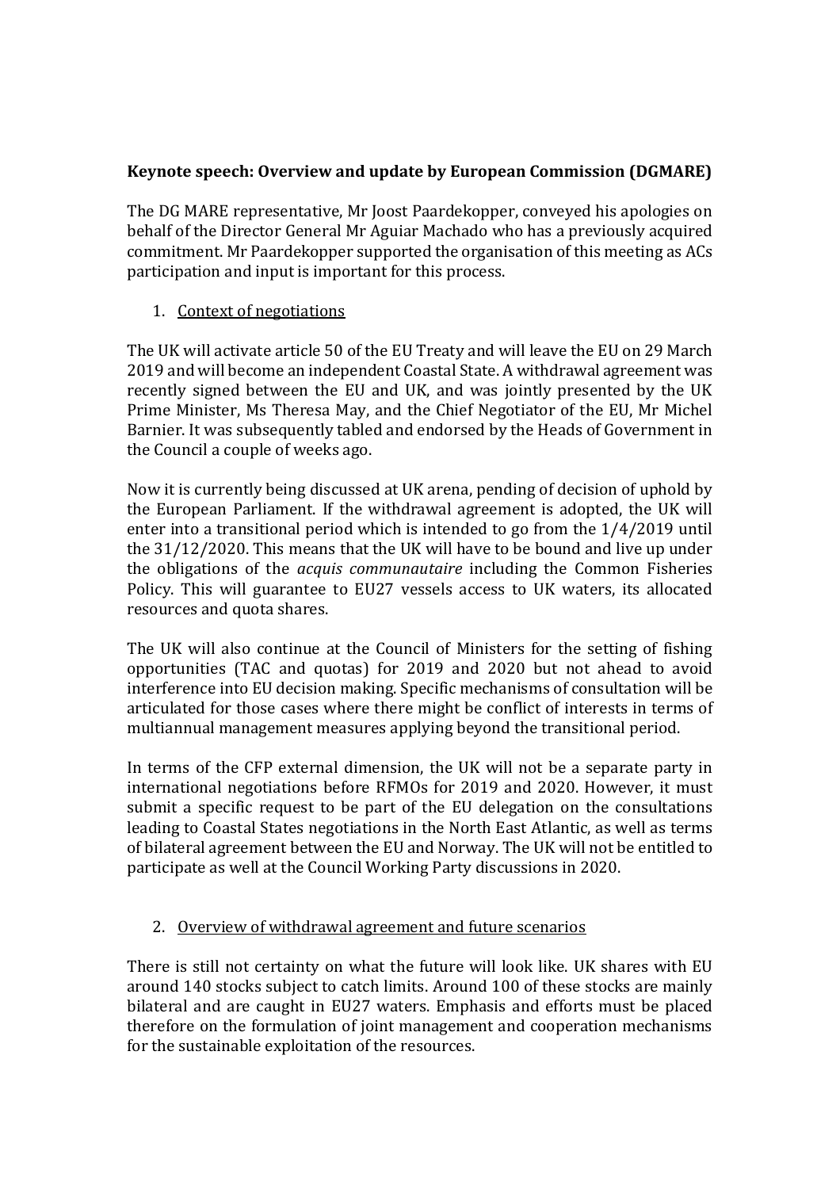**Keynote speech: Overview and update by European Commission (DGMARE)**

The DG MARE representative, Mr Joost Paardekopper, conveyed his apologies on behalf of the Director General Mr Aguiar Machado who has a previously acquired commitment. Mr Paardekopper supported the organisation of this meeting as ACs participation and input is important for this process.

1. Context of negotiations

The UK will activate article 50 of the EU Treaty and will leave the EU on 29 March 2019 and will become an independent Coastal State. A withdrawal agreement was recently signed between the EU and UK, and was jointly presented by the UK Prime Minister, Ms Theresa May, and the Chief Negotiator of the EU, Mr Michel Barnier. It was subsequently tabled and endorsed by the Heads of Government in the Council a couple of weeks ago.

Now it is currently being discussed at UK arena, pending of decision of uphold by the European Parliament. If the withdrawal agreement is adopted, the UK will enter into a transitional period which is intended to go from the 1/4/2019 until the 31/12/2020. This means that the UK will have to be bound and live up under the obligations of the *acquis communautaire* including the Common Fisheries Policy. This will guarantee to EU27 vessels access to UK waters, its allocated resources and quota shares.

The UK will also continue at the Council of Ministers for the setting of fishing opportunities (TAC and quotas) for 2019 and 2020 but not ahead to avoid interference into EU decision making. Specific mechanisms of consultation will be articulated for those cases where there might be conflict of interests in terms of multiannual management measures applying beyond the transitional period.

In terms of the CFP external dimension, the UK will not be a separate party in international negotiations before RFMOs for 2019 and 2020. However, it must submit a specific request to be part of the EU delegation on the consultations leading to Coastal States negotiations in the North East Atlantic, as well as terms of bilateral agreement between the EU and Norway. The UK will not be entitled to participate as well at the Council Working Party discussions in 2020.

2. Overview of withdrawal agreement and future scenarios

There is still not certainty on what the future will look like. UK shares with EU around 140 stocks subject to catch limits. Around 100 of these stocks are mainly bilateral and are caught in EU27 waters. Emphasis and efforts must be placed therefore on the formulation of joint management and cooperation mechanisms for the sustainable exploitation of the resources.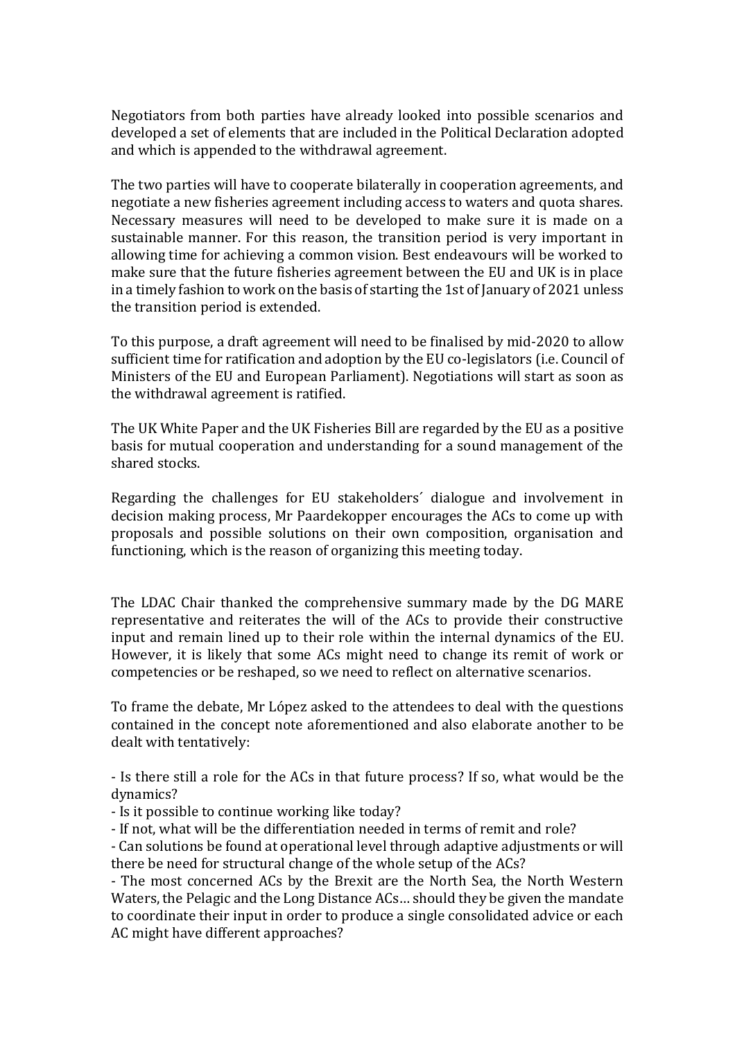Negotiators from both parties have already looked into possible scenarios and developed a set of elements that are included in the Political Declaration adopted and which is appended to the withdrawal agreement.

The two parties will have to cooperate bilaterally in cooperation agreements, and negotiate a new fisheries agreement including access to waters and quota shares. Necessary measures will need to be developed to make sure it is made on a sustainable manner. For this reason, the transition period is very important in allowing time for achieving a common vision. Best endeavours will be worked to make sure that the future fisheries agreement between the EU and UK is in place in a timely fashion to work on the basis of starting the 1st of January of 2021 unless the transition period is extended.

To this purpose, a draft agreement will need to be finalised by mid-2020 to allow sufficient time for ratification and adoption by the EU co-legislators (i.e. Council of Ministers of the EU and European Parliament). Negotiations will start as soon as the withdrawal agreement is ratified.

The UK White Paper and the UK Fisheries Bill are regarded by the EU as a positive basis for mutual cooperation and understanding for a sound management of the shared stocks.

Regarding the challenges for EU stakeholders´ dialogue and involvement in decision making process, Mr Paardekopper encourages the ACs to come up with proposals and possible solutions on their own composition, organisation and functioning, which is the reason of organizing this meeting today.

The LDAC Chair thanked the comprehensive summary made by the DG MARE representative and reiterates the will of the ACs to provide their constructive input and remain lined up to their role within the internal dynamics of the EU. However, it is likely that some ACs might need to change its remit of work or competencies or be reshaped, so we need to reflect on alternative scenarios.

To frame the debate, Mr López asked to the attendees to deal with the questions contained in the concept note aforementioned and also elaborate another to be dealt with tentatively:

- Is there still a role for the ACs in that future process? If so, what would be the dynamics?
- Is it possible to continue working like today?
- If not, what will be the differentiation needed in terms of remit and role?
- Can solutions be found at operational level through adaptive adjustments or will there be need for structural change of the whole setup of the ACs?
- The most concerned ACs by the Brexit are the North Sea, the North Western Waters, the Pelagic and the Long Distance ACs… should they be given the mandate to coordinate their input in order to produce a single consolidated advice or each AC might have different approaches?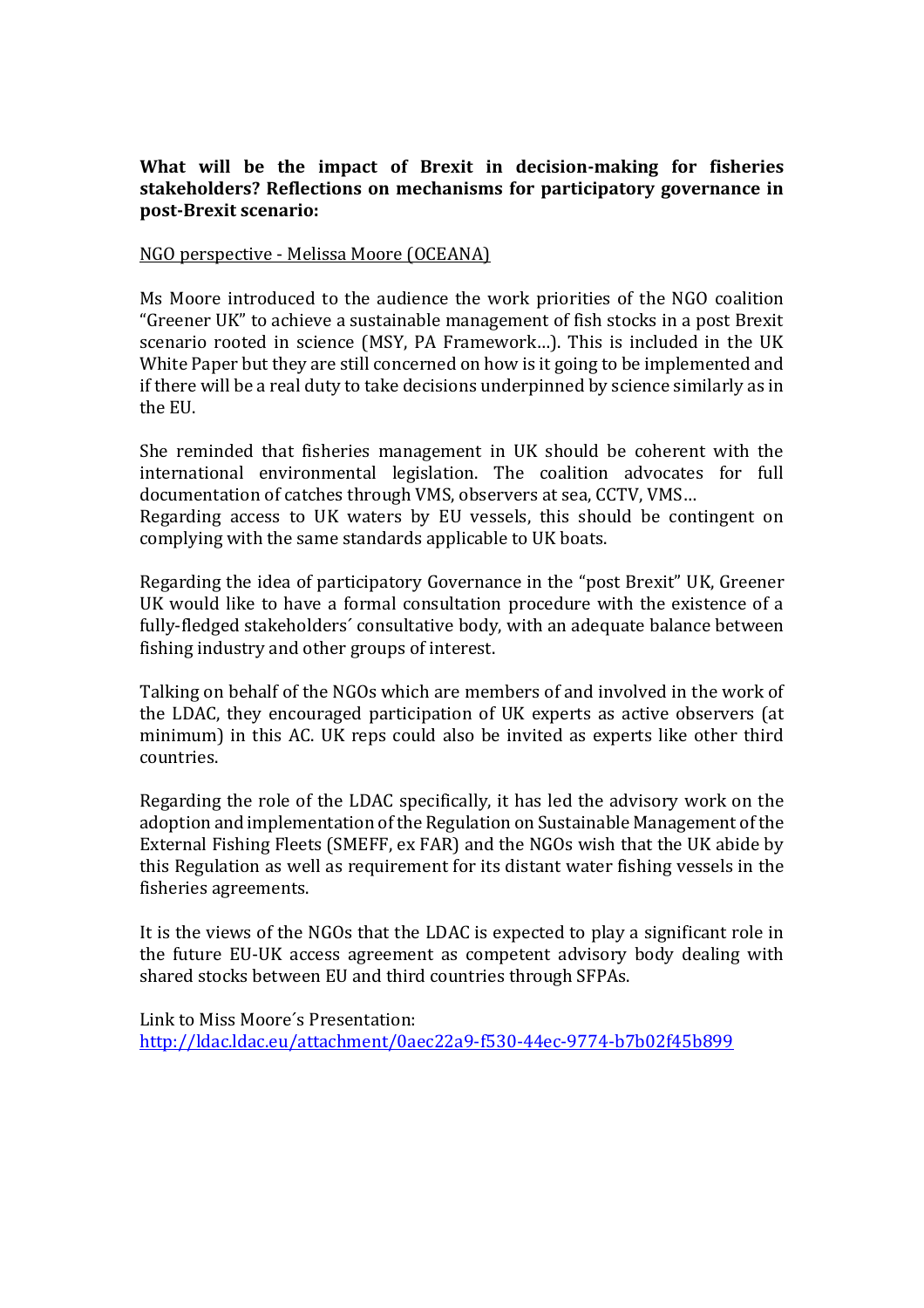**What will be the impact of Brexit in decision-making for fisheries stakeholders? Reflections on mechanisms for participatory governance in post-Brexit scenario:**

<u>NGO perspective - Melissa Moore (OCEANA)</u>

Ms Moore introduced to the audience the work priorities of the NGO coalition "Greener UK" to achieve a sustainable management of fish stocks in a post Brexit scenario rooted in science (MSY, PA Framework…). This is included in the UK White Paper but they are still concerned on how is it going to be implemented and if there will be a real duty to take decisions underpinned by science similarly as in the EU.

She reminded that fisheries management in UK should be coherent with the international environmental legislation. The coalition advocates for full documentation of catches through VMS, observers at sea, CCTV, VMS…
Regarding access to UK waters by EU vessels, this should be contingent on complying with the same standards applicable to UK boats.

Regarding the idea of participatory Governance in the "post Brexit" UK, Greener UK would like to have a formal consultation procedure with the existence of a fully-fledged stakeholders´ consultative body, with an adequate balance between fishing industry and other groups of interest.

Talking on behalf of the NGOs which are members of and involved in the work of the LDAC, they encouraged participation of UK experts as active observers (at minimum) in this AC. UK reps could also be invited as experts like other third countries.

Regarding the role of the LDAC specifically, it has led the advisory work on the adoption and implementation of the Regulation on Sustainable Management of the External Fishing Fleets (SMEFF, ex FAR) and the NGOs wish that the UK abide by this Regulation as well as requirement for its distant water fishing vessels in the fisheries agreements.

It is the views of the NGOs that the LDAC is expected to play a significant role in the future EU-UK access agreement as competent advisory body dealing with shared stocks between EU and third countries through SFPAs.

Link to Miss Moore´s Presentation:
[http://ldac.ldac.eu/attachment/0aec22a9-f530-44ec-9774-b7b02f45b899](http://ldac.ldac.eu/attachment/0aec22a9-f530-44ec-9774-b7b02f45b899)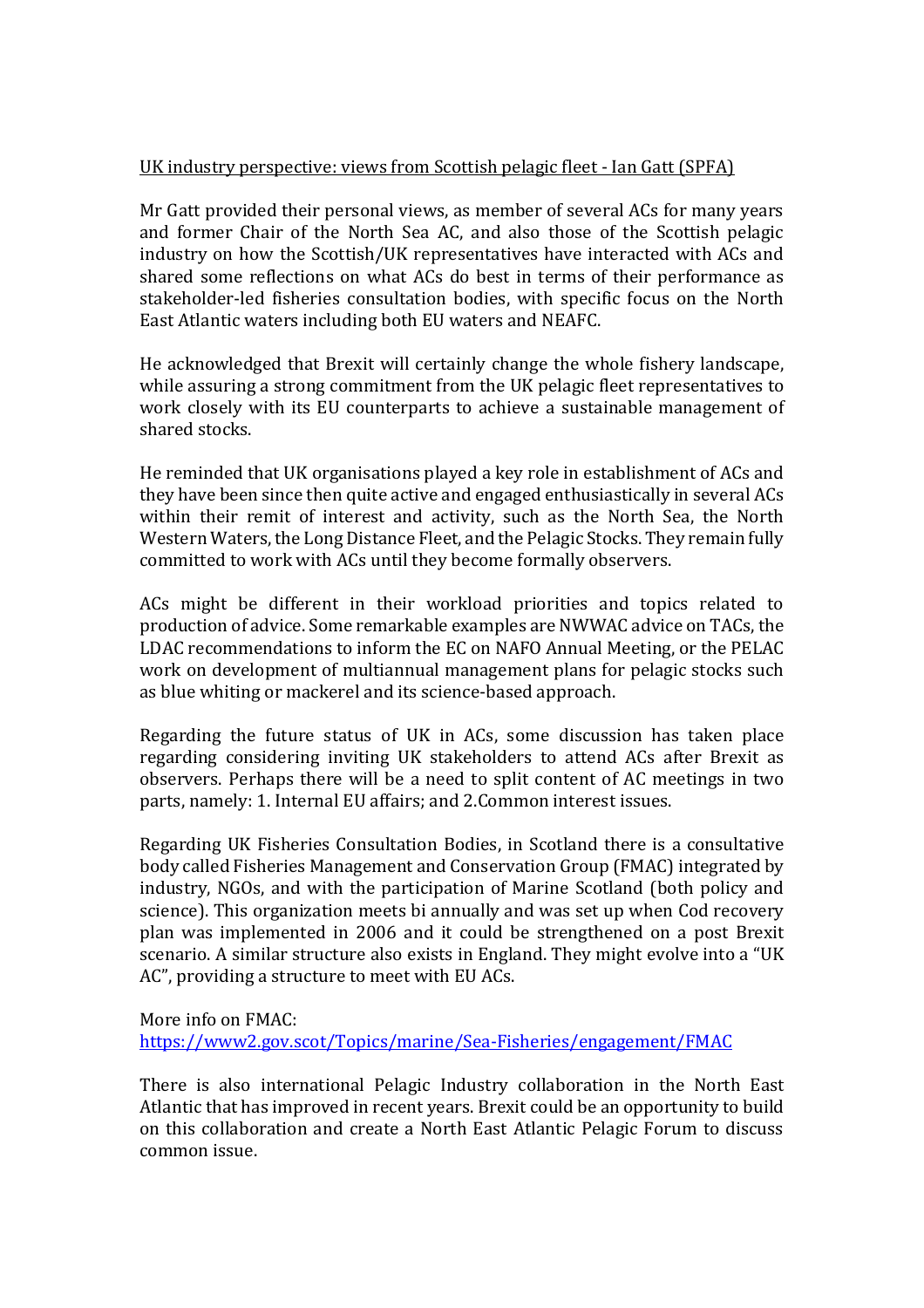UK industry perspective: views from Scottish pelagic fleet - Ian Gatt (SPFA)

Mr Gatt provided their personal views, as member of several ACs for many years and former Chair of the North Sea AC, and also those of the Scottish pelagic industry on how the Scottish/UK representatives have interacted with ACs and shared some reflections on what ACs do best in terms of their performance as stakeholder-led fisheries consultation bodies, with specific focus on the North East Atlantic waters including both EU waters and NEAFC.

He acknowledged that Brexit will certainly change the whole fishery landscape, while assuring a strong commitment from the UK pelagic fleet representatives to work closely with its EU counterparts to achieve a sustainable management of shared stocks.

He reminded that UK organisations played a key role in establishment of ACs and they have been since then quite active and engaged enthusiastically in several ACs within their remit of interest and activity, such as the North Sea, the North Western Waters, the Long Distance Fleet, and the Pelagic Stocks. They remain fully committed to work with ACs until they become formally observers.

ACs might be different in their workload priorities and topics related to production of advice. Some remarkable examples are NWWAC advice on TACs, the LDAC recommendations to inform the EC on NAFO Annual Meeting, or the PELAC work on development of multiannual management plans for pelagic stocks such as blue whiting or mackerel and its science-based approach.

Regarding the future status of UK in ACs, some discussion has taken place regarding considering inviting UK stakeholders to attend ACs after Brexit as observers. Perhaps there will be a need to split content of AC meetings in two parts, namely: 1. Internal EU affairs; and 2.Common interest issues.

Regarding UK Fisheries Consultation Bodies, in Scotland there is a consultative body called Fisheries Management and Conservation Group (FMAC) integrated by industry, NGOs, and with the participation of Marine Scotland (both policy and science). This organization meets bi annually and was set up when Cod recovery plan was implemented in 2006 and it could be strengthened on a post Brexit scenario. A similar structure also exists in England. They might evolve into a "UK AC", providing a structure to meet with EU ACs.

More info on FMAC:
https://www2.gov.scot/Topics/marine/Sea-Fisheries/engagement/FMAC

There is also international Pelagic Industry collaboration in the North East Atlantic that has improved in recent years. Brexit could be an opportunity to build on this collaboration and create a North East Atlantic Pelagic Forum to discuss common issue.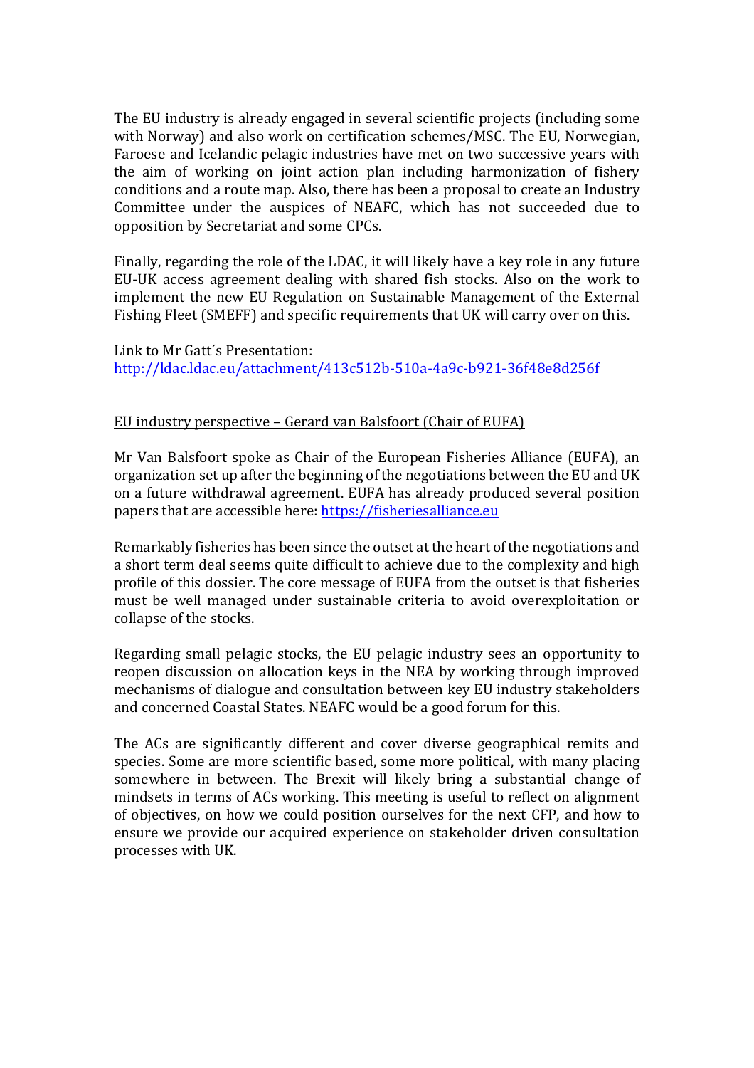The EU industry is already engaged in several scientific projects (including some with Norway) and also work on certification schemes/MSC. The EU, Norwegian, Faroese and Icelandic pelagic industries have met on two successive years with the aim of working on joint action plan including harmonization of fishery conditions and a route map. Also, there has been a proposal to create an Industry Committee under the auspices of NEAFC, which has not succeeded due to opposition by Secretariat and some CPCs.

Finally, regarding the role of the LDAC, it will likely have a key role in any future EU-UK access agreement dealing with shared fish stocks. Also on the work to implement the new EU Regulation on Sustainable Management of the External Fishing Fleet (SMEFF) and specific requirements that UK will carry over on this.

Link to Mr Gatt´s Presentation:
[http://ldac.ldac.eu/attachment/413c512b-510a-4a9c-b921-36f48e8d256f](http://ldac.ldac.eu/attachment/413c512b-510a-4a9c-b921-36f48e8d256f)

EU industry perspective – Gerard van Balsfoort (Chair of EUFA)

Mr Van Balsfoort spoke as Chair of the European Fisheries Alliance (EUFA), an organization set up after the beginning of the negotiations between the EU and UK on a future withdrawal agreement. EUFA has already produced several position papers that are accessible here: [https://fisheriesalliance.eu](https://fisheriesalliance.eu)

Remarkably fisheries has been since the outset at the heart of the negotiations and a short term deal seems quite difficult to achieve due to the complexity and high profile of this dossier. The core message of EUFA from the outset is that fisheries must be well managed under sustainable criteria to avoid overexploitation or collapse of the stocks.

Regarding small pelagic stocks, the EU pelagic industry sees an opportunity to reopen discussion on allocation keys in the NEA by working through improved mechanisms of dialogue and consultation between key EU industry stakeholders and concerned Coastal States. NEAFC would be a good forum for this.

The ACs are significantly different and cover diverse geographical remits and species. Some are more scientific based, some more political, with many placing somewhere in between. The Brexit will likely bring a substantial change of mindsets in terms of ACs working. This meeting is useful to reflect on alignment of objectives, on how we could position ourselves for the next CFP, and how to ensure we provide our acquired experience on stakeholder driven consultation processes with UK.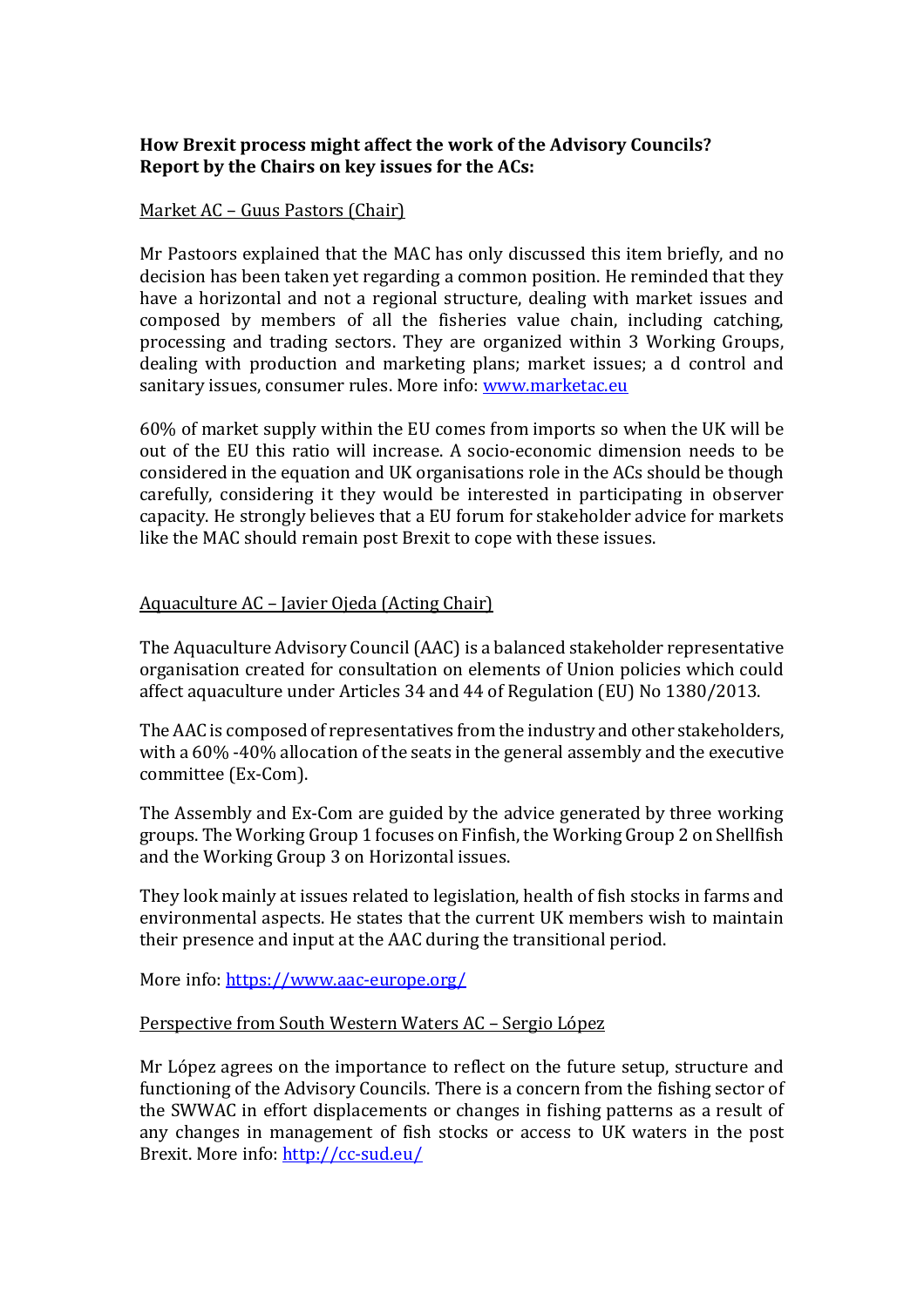**How Brexit process might affect the work of the Advisory Councils?**
**Report by the Chairs on key issues for the ACs:**

Market AC – Guus Pastors (Chair)

Mr Pastoors explained that the MAC has only discussed this item briefly, and no decision has been taken yet regarding a common position. He reminded that they have a horizontal and not a regional structure, dealing with market issues and composed by members of all the fisheries value chain, including catching, processing and trading sectors. They are organized within 3 Working Groups, dealing with production and marketing plans; market issues; a d control and sanitary issues, consumer rules. More info: [www.marketac.eu](www.marketac.eu)

60% of market supply within the EU comes from imports so when the UK will be out of the EU this ratio will increase. A socio-economic dimension needs to be considered in the equation and UK organisations role in the ACs should be though carefully, considering it they would be interested in participating in observer capacity. He strongly believes that a EU forum for stakeholder advice for markets like the MAC should remain post Brexit to cope with these issues.

Aquaculture AC – Javier Ojeda (Acting Chair)

The Aquaculture Advisory Council (AAC) is a balanced stakeholder representative organisation created for consultation on elements of Union policies which could affect aquaculture under Articles 34 and 44 of Regulation (EU) No 1380/2013.

The AAC is composed of representatives from the industry and other stakeholders, with a 60% -40% allocation of the seats in the general assembly and the executive committee (Ex-Com).

The Assembly and Ex-Com are guided by the advice generated by three working groups. The Working Group 1 focuses on Finfish, the Working Group 2 on Shellfish and the Working Group 3 on Horizontal issues.

They look mainly at issues related to legislation, health of fish stocks in farms and environmental aspects. He states that the current UK members wish to maintain their presence and input at the AAC during the transitional period.

More info: [https://www.aac-europe.org/](https://www.aac-europe.org/)

Perspective from South Western Waters AC – Sergio López

Mr López agrees on the importance to reflect on the future setup, structure and functioning of the Advisory Councils. There is a concern from the fishing sector of the SWWAC in effort displacements or changes in fishing patterns as a result of any changes in management of fish stocks or access to UK waters in the post Brexit. More info: [http://cc-sud.eu/](http://cc-sud.eu/)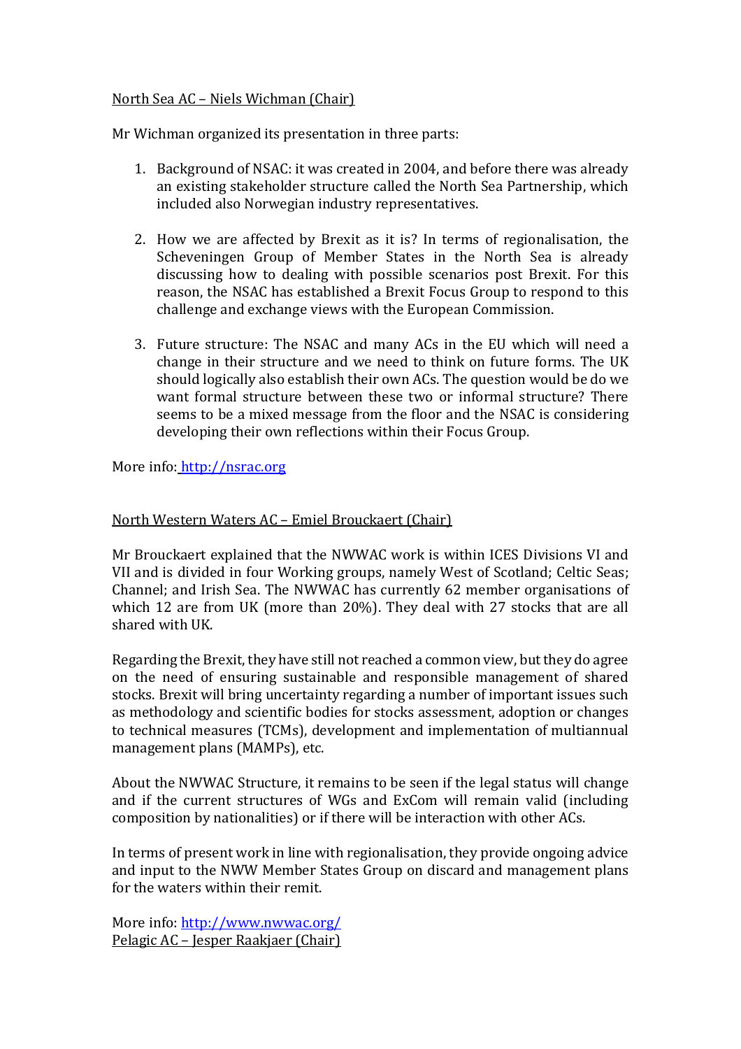North Sea AC – Niels Wichman (Chair)

Mr Wichman organized its presentation in three parts:

1. Background of NSAC: it was created in 2004, and before there was already an existing stakeholder structure called the North Sea Partnership, which included also Norwegian industry representatives.

2. How we are affected by Brexit as it is? In terms of regionalisation, the Scheveningen Group of Member States in the North Sea is already discussing how to dealing with possible scenarios post Brexit. For this reason, the NSAC has established a Brexit Focus Group to respond to this challenge and exchange views with the European Commission.

3. Future structure: The NSAC and many ACs in the EU which will need a change in their structure and we need to think on future forms. The UK should logically also establish their own ACs. The question would be do we want formal structure between these two or informal structure? There seems to be a mixed message from the floor and the NSAC is considering developing their own reflections within their Focus Group.

More info: http://nsrac.org

North Western Waters AC – Emiel Brouckaert (Chair)

Mr Brouckaert explained that the NWWAC work is within ICES Divisions VI and VII and is divided in four Working groups, namely West of Scotland; Celtic Seas; Channel; and Irish Sea. The NWWAC has currently 62 member organisations of which 12 are from UK (more than 20%). They deal with 27 stocks that are all shared with UK.

Regarding the Brexit, they have still not reached a common view, but they do agree on the need of ensuring sustainable and responsible management of shared stocks. Brexit will bring uncertainty regarding a number of important issues such as methodology and scientific bodies for stocks assessment, adoption or changes to technical measures (TCMs), development and implementation of multiannual management plans (MAMPs), etc.

About the NWWAC Structure, it remains to be seen if the legal status will change and if the current structures of WGs and ExCom will remain valid (including composition by nationalities) or if there will be interaction with other ACs.

In terms of present work in line with regionalisation, they provide ongoing advice and input to the NWW Member States Group on discard and management plans for the waters within their remit.

More info: http://www.nwwac.org/

Pelagic AC – Jesper Raakjaer (Chair)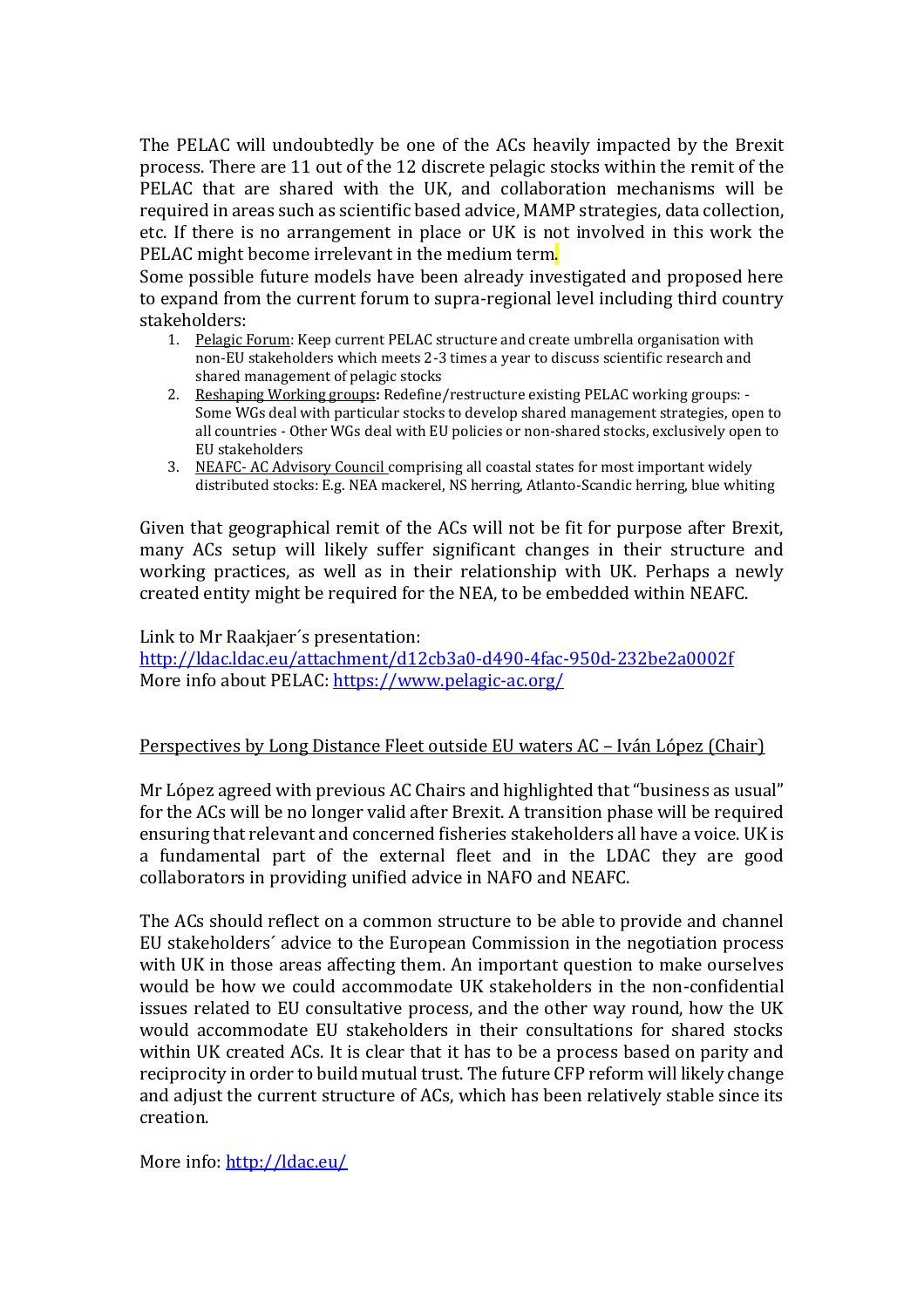The PELAC will undoubtedly be one of the ACs heavily impacted by the Brexit process. There are 11 out of the 12 discrete pelagic stocks within the remit of the PELAC that are shared with the UK, and collaboration mechanisms will be required in areas such as scientific based advice, MAMP strategies, data collection, etc. If there is no arrangement in place or UK is not involved in this work the PELAC might become irrelevant in the medium term.

Some possible future models have been already investigated and proposed here to expand from the current forum to supra-regional level including third country stakeholders:

1. Pelagic Forum: Keep current PELAC structure and create umbrella organisation with non-EU stakeholders which meets 2-3 times a year to discuss scientific research and shared management of pelagic stocks
2. Reshaping Working groups**:** Redefine/restructure existing PELAC working groups: - Some WGs deal with particular stocks to develop shared management strategies, open to all countries - Other WGs deal with EU policies or non-shared stocks, exclusively open to EU stakeholders
3. NEAFC- AC Advisory Council comprising all coastal states for most important widely distributed stocks: E.g. NEA mackerel, NS herring, Atlanto-Scandic herring, blue whiting

Given that geographical remit of the ACs will not be fit for purpose after Brexit, many ACs setup will likely suffer significant changes in their structure and working practices, as well as in their relationship with UK. Perhaps a newly created entity might be required for the NEA, to be embedded within NEAFC.

Link to Mr Raakjaer´s presentation:
http://ldac.ldac.eu/attachment/d12cb3a0-d490-4fac-950d-232be2a0002f
More info about PELAC: https://www.pelagic-ac.org/

Perspectives by Long Distance Fleet outside EU waters AC – Iván López (Chair)

Mr López agreed with previous AC Chairs and highlighted that "business as usual" for the ACs will be no longer valid after Brexit. A transition phase will be required ensuring that relevant and concerned fisheries stakeholders all have a voice. UK is a fundamental part of the external fleet and in the LDAC they are good collaborators in providing unified advice in NAFO and NEAFC.

The ACs should reflect on a common structure to be able to provide and channel EU stakeholders´ advice to the European Commission in the negotiation process with UK in those areas affecting them. An important question to make ourselves would be how we could accommodate UK stakeholders in the non-confidential issues related to EU consultative process, and the other way round, how the UK would accommodate EU stakeholders in their consultations for shared stocks within UK created ACs. It is clear that it has to be a process based on parity and reciprocity in order to build mutual trust. The future CFP reform will likely change and adjust the current structure of ACs, which has been relatively stable since its creation.

More info: http://ldac.eu/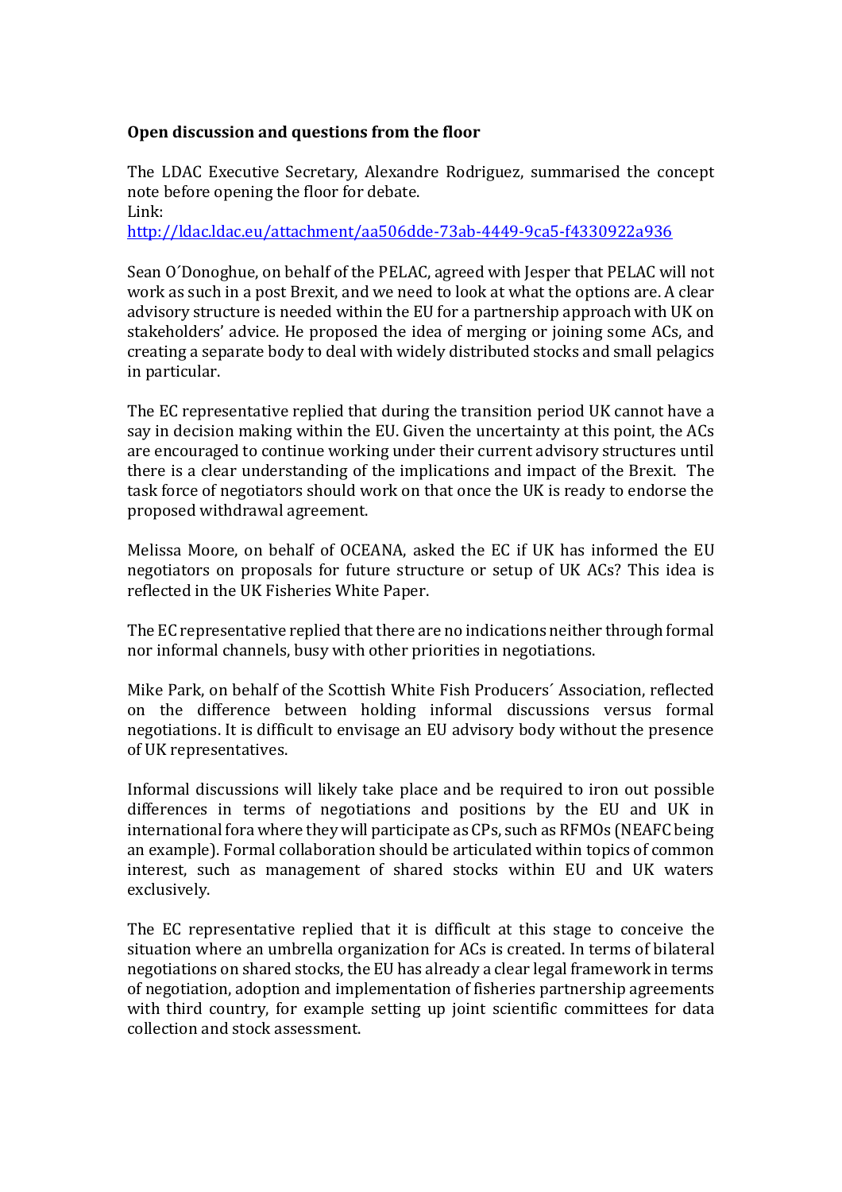**Open discussion and questions from the floor**

The LDAC Executive Secretary, Alexandre Rodriguez, summarised the concept note before opening the floor for debate.
Link:
http://ldac.ldac.eu/attachment/aa506dde-73ab-4449-9ca5-f4330922a936

Sean O´Donoghue, on behalf of the PELAC, agreed with Jesper that PELAC will not work as such in a post Brexit, and we need to look at what the options are. A clear advisory structure is needed within the EU for a partnership approach with UK on stakeholders' advice. He proposed the idea of merging or joining some ACs, and creating a separate body to deal with widely distributed stocks and small pelagics in particular.

The EC representative replied that during the transition period UK cannot have a say in decision making within the EU. Given the uncertainty at this point, the ACs are encouraged to continue working under their current advisory structures until there is a clear understanding of the implications and impact of the Brexit. The task force of negotiators should work on that once the UK is ready to endorse the proposed withdrawal agreement.

Melissa Moore, on behalf of OCEANA, asked the EC if UK has informed the EU negotiators on proposals for future structure or setup of UK ACs? This idea is reflected in the UK Fisheries White Paper.

The EC representative replied that there are no indications neither through formal nor informal channels, busy with other priorities in negotiations.

Mike Park, on behalf of the Scottish White Fish Producers´ Association, reflected on the difference between holding informal discussions versus formal negotiations. It is difficult to envisage an EU advisory body without the presence of UK representatives.

Informal discussions will likely take place and be required to iron out possible differences in terms of negotiations and positions by the EU and UK in international fora where they will participate as CPs, such as RFMOs (NEAFC being an example). Formal collaboration should be articulated within topics of common interest, such as management of shared stocks within EU and UK waters exclusively.

The EC representative replied that it is difficult at this stage to conceive the situation where an umbrella organization for ACs is created. In terms of bilateral negotiations on shared stocks, the EU has already a clear legal framework in terms of negotiation, adoption and implementation of fisheries partnership agreements with third country, for example setting up joint scientific committees for data collection and stock assessment.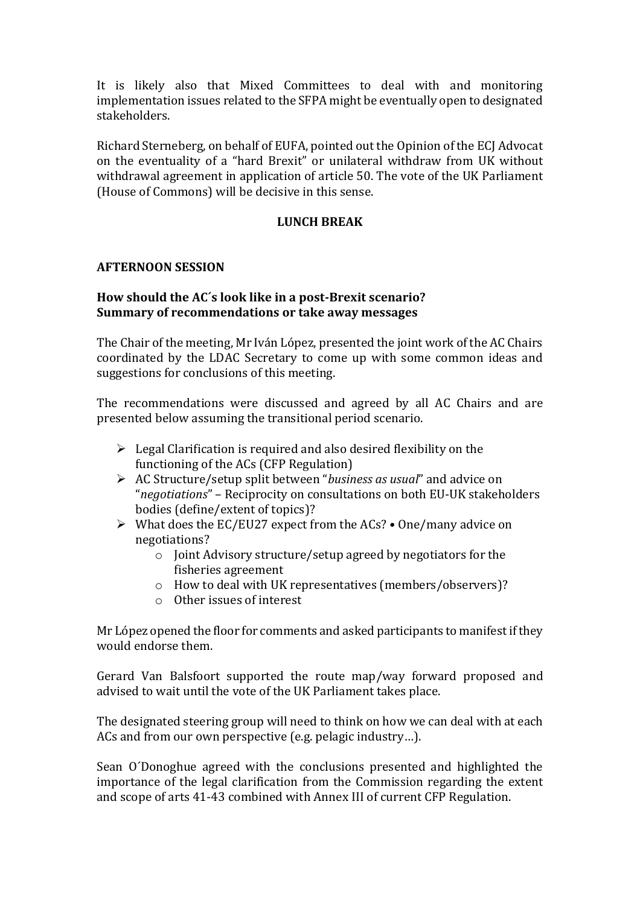It is likely also that Mixed Committees to deal with and monitoring implementation issues related to the SFPA might be eventually open to designated stakeholders.

Richard Sterneberg, on behalf of EUFA, pointed out the Opinion of the ECJ Advocat on the eventuality of a "hard Brexit" or unilateral withdraw from UK without withdrawal agreement in application of article 50. The vote of the UK Parliament (House of Commons) will be decisive in this sense.

**LUNCH BREAK**

**AFTERNOON SESSION**

**How should the AC´s look like in a post-Brexit scenario?**
**Summary of recommendations or take away messages**

The Chair of the meeting, Mr Iván López, presented the joint work of the AC Chairs coordinated by the LDAC Secretary to come up with some common ideas and suggestions for conclusions of this meeting.

The recommendations were discussed and agreed by all AC Chairs and are presented below assuming the transitional period scenario.

- Legal Clarification is required and also desired flexibility on the functioning of the ACs (CFP Regulation)
- AC Structure/setup split between "*business as usual*" and advice on "*negotiations*" – Reciprocity on consultations on both EU-UK stakeholders bodies (define/extent of topics)?
- What does the EC/EU27 expect from the ACs? • One/many advice on negotiations?
    - Joint Advisory structure/setup agreed by negotiators for the fisheries agreement
    - How to deal with UK representatives (members/observers)?
    - Other issues of interest

Mr López opened the floor for comments and asked participants to manifest if they would endorse them.

Gerard Van Balsfoort supported the route map/way forward proposed and advised to wait until the vote of the UK Parliament takes place.

The designated steering group will need to think on how we can deal with at each ACs and from our own perspective (e.g. pelagic industry…).

Sean O´Donoghue agreed with the conclusions presented and highlighted the importance of the legal clarification from the Commission regarding the extent and scope of arts 41-43 combined with Annex III of current CFP Regulation.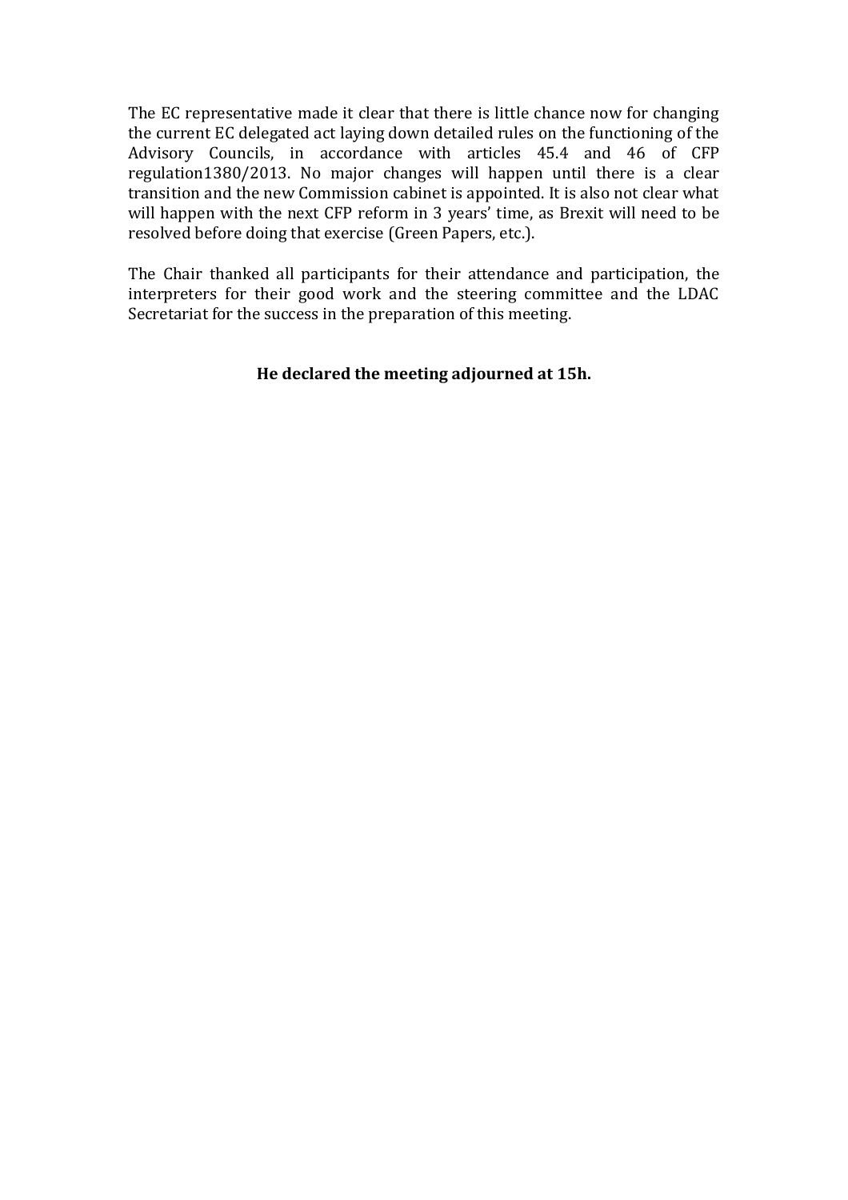The EC representative made it clear that there is little chance now for changing the current EC delegated act laying down detailed rules on the functioning of the Advisory Councils, in accordance with articles 45.4 and 46 of CFP regulation1380/2013. No major changes will happen until there is a clear transition and the new Commission cabinet is appointed. It is also not clear what will happen with the next CFP reform in 3 years' time, as Brexit will need to be resolved before doing that exercise (Green Papers, etc.).

The Chair thanked all participants for their attendance and participation, the interpreters for their good work and the steering committee and the LDAC Secretariat for the success in the preparation of this meeting.

**He declared the meeting adjourned at 15h.**